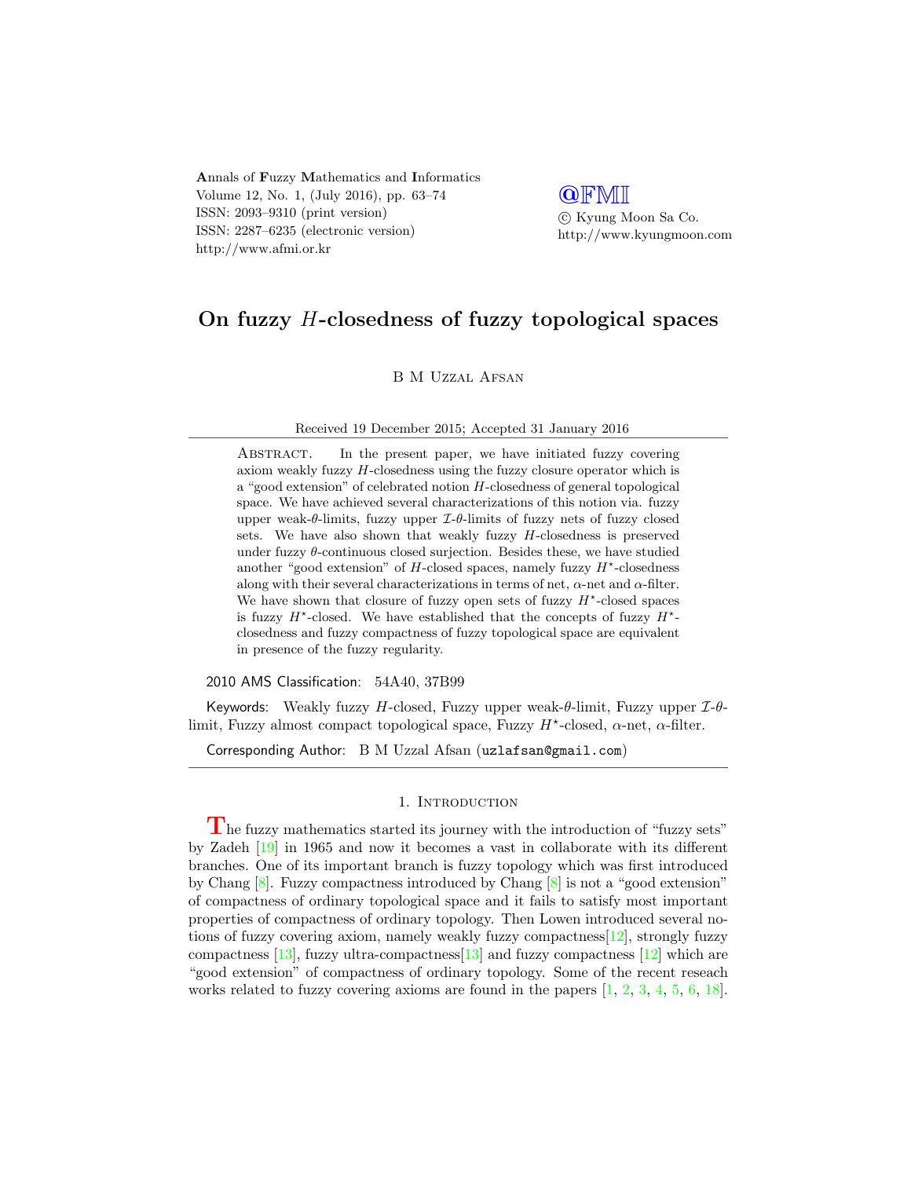# On fuzzy $H$-closedness of fuzzy topological spaces

B M Uzzal Afsan

Received 19 December 2015; Accepted 31 January 2016

Abstract. In the present paper, we have initiated fuzzy covering axiom weakly fuzzy $H$-closedness using the fuzzy closure operator which is a "good extension" of celebrated notion $H$-closedness of general topological space. We have achieved several characterizations of this notion via. fuzzy upper weak-$\theta$-limits, fuzzy upper $\mathcal{I}$-$\theta$-limits of fuzzy nets of fuzzy closed sets. We have also shown that weakly fuzzy $H$-closedness is preserved under fuzzy $\theta$-continuous closed surjection. Besides these, we have studied another "good extension" of $H$-closed spaces, namely fuzzy $H^{\star}$-closedness along with their several characterizations in terms of net, $\alpha$-net and $\alpha$-filter. We have shown that closure of fuzzy open sets of fuzzy $H^{\star}$-closed spaces is fuzzy $H^{\star}$-closed. We have established that the concepts of fuzzy $H^{\star}$-closedness and fuzzy compactness of fuzzy topological space are equivalent in presence of the fuzzy regularity.

2010 AMS Classification: 54A40, 37B99

Keywords: Weakly fuzzy $H$-closed, Fuzzy upper weak-$\theta$-limit, Fuzzy upper $\mathcal{I}$-$\theta$-limit, Fuzzy almost compact topological space, Fuzzy $H^{\star}$-closed, $\alpha$-net, $\alpha$-filter.

Corresponding Author: B M Uzzal Afsan (uzlafsan@gmail.com)

## 1. Introduction

The fuzzy mathematics started its journey with the introduction of "fuzzy sets" by Zadeh [19] in 1965 and now it becomes a vast in collaborate with its different branches. One of its important branch is fuzzy topology which was first introduced by Chang [8]. Fuzzy compactness introduced by Chang [8] is not a "good extension" of compactness of ordinary topological space and it fails to satisfy most important properties of compactness of ordinary topology. Then Lowen introduced several notions of fuzzy covering axiom, namely weakly fuzzy compactness[12], strongly fuzzy compactness [13], fuzzy ultra-compactness[13] and fuzzy compactness [12] which are "good extension" of compactness of ordinary topology. Some of the recent reseach works related to fuzzy covering axioms are found in the papers [1, 2, 3, 4, 5, 6, 18].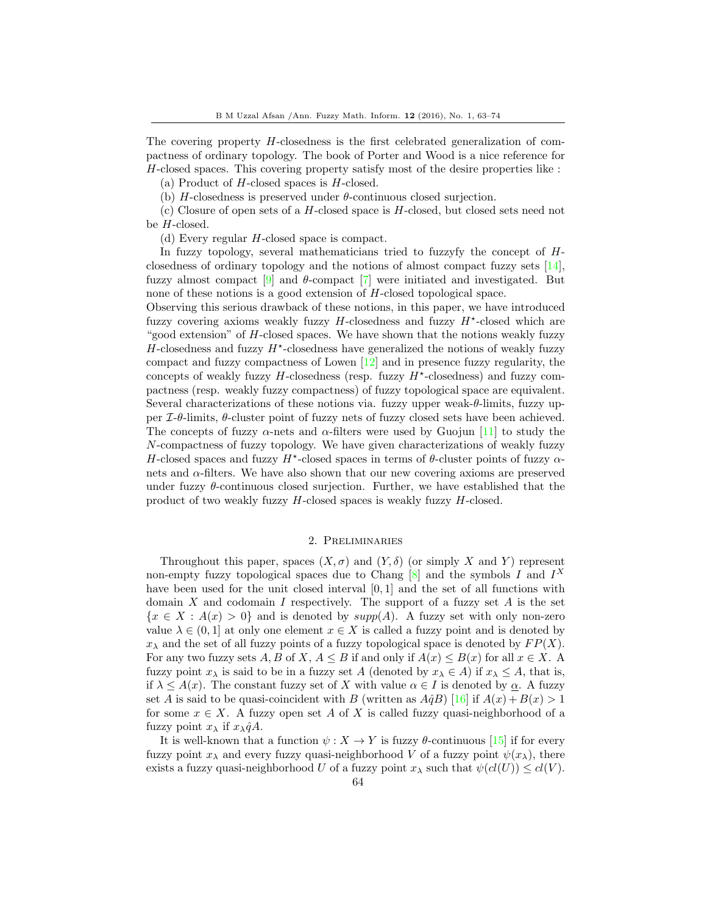The covering property $H$-closedness is the first celebrated generalization of compactness of ordinary topology. The book of Porter and Wood is a nice reference for $H$-closed spaces. This covering property satisfy most of the desire properties like :

(a) Product of $H$-closed spaces is $H$-closed.

(b) $H$-closedness is preserved under $\theta$-continuous closed surjection.

(c) Closure of open sets of a $H$-closed space is $H$-closed, but closed sets need not be $H$-closed.

(d) Every regular $H$-closed space is compact.

In fuzzy topology, several mathematicians tried to fuzzyfy the concept of $H$-closedness of ordinary topology and the notions of almost compact fuzzy sets [14], fuzzy almost compact [9] and $\theta$-compact [7] were initiated and investigated. But none of these notions is a good extension of $H$-closed topological space.

Observing this serious drawback of these notions, in this paper, we have introduced fuzzy covering axioms weakly fuzzy $H$-closedness and fuzzy $H^{\star}$-closed which are "good extension" of $H$-closed spaces. We have shown that the notions weakly fuzzy $H$-closedness and fuzzy $H^{\star}$-closedness have generalized the notions of weakly fuzzy compact and fuzzy compactness of Lowen [12] and in presence fuzzy regularity, the concepts of weakly fuzzy $H$-closedness (resp. fuzzy $H^{\star}$-closedness) and fuzzy compactness (resp. weakly fuzzy compactness) of fuzzy topological space are equivalent. Several characterizations of these notions via. fuzzy upper weak-$\theta$-limits, fuzzy upper $\mathcal{I}$-$\theta$-limits, $\theta$-cluster point of fuzzy nets of fuzzy closed sets have been achieved. The concepts of fuzzy $\alpha$-nets and $\alpha$-filters were used by Guojun [11] to study the $N$-compactness of fuzzy topology. We have given characterizations of weakly fuzzy $H$-closed spaces and fuzzy $H^{\star}$-closed spaces in terms of $\theta$-cluster points of fuzzy $\alpha$-nets and $\alpha$-filters. We have also shown that our new covering axioms are preserved under fuzzy $\theta$-continuous closed surjection. Further, we have established that the product of two weakly fuzzy $H$-closed spaces is weakly fuzzy $H$-closed.

## 2. Preliminaries

Throughout this paper, spaces $(X, \sigma)$ and $(Y, \delta)$ (or simply $X$ and $Y$) represent non-empty fuzzy topological spaces due to Chang [8] and the symbols $I$ and $I^X$ have been used for the unit closed interval $[0, 1]$ and the set of all functions with domain $X$ and codomain $I$ respectively. The support of a fuzzy set $A$ is the set $\{x \in X : A(x) > 0\}$ and is denoted by $supp(A)$. A fuzzy set with only non-zero value $\lambda \in (0, 1]$ at only one element $x \in X$ is called a fuzzy point and is denoted by $x_\lambda$ and the set of all fuzzy points of a fuzzy topological space is denoted by $FP(X)$. For any two fuzzy sets $A, B$ of $X$, $A \leq B$ if and only if $A(x) \leq B(x)$ for all $x \in X$. A fuzzy point $x_\lambda$ is said to be in a fuzzy set $A$ (denoted by $x_\lambda \in A$) if $x_\lambda \leq A$, that is, if $\lambda \leq A(x)$. The constant fuzzy set of $X$ with value $\alpha \in I$ is denoted by $\underline{\alpha}$. A fuzzy set $A$ is said to be quasi-coincident with $B$ (written as $A\hat{q}B$) [16] if $A(x) + B(x) > 1$ for some $x \in X$. A fuzzy open set $A$ of $X$ is called fuzzy quasi-neighborhood of a fuzzy point $x_\lambda$ if $x_\lambda \hat{q} A$.

It is well-known that a function $\psi : X \to Y$ is fuzzy $\theta$-continuous [15] if for every fuzzy point $x_\lambda$ and every fuzzy quasi-neighborhood $V$ of a fuzzy point $\psi(x_\lambda)$, there exists a fuzzy quasi-neighborhood $U$ of a fuzzy point $x_\lambda$ such that $\psi(cl(U)) \leq cl(V)$.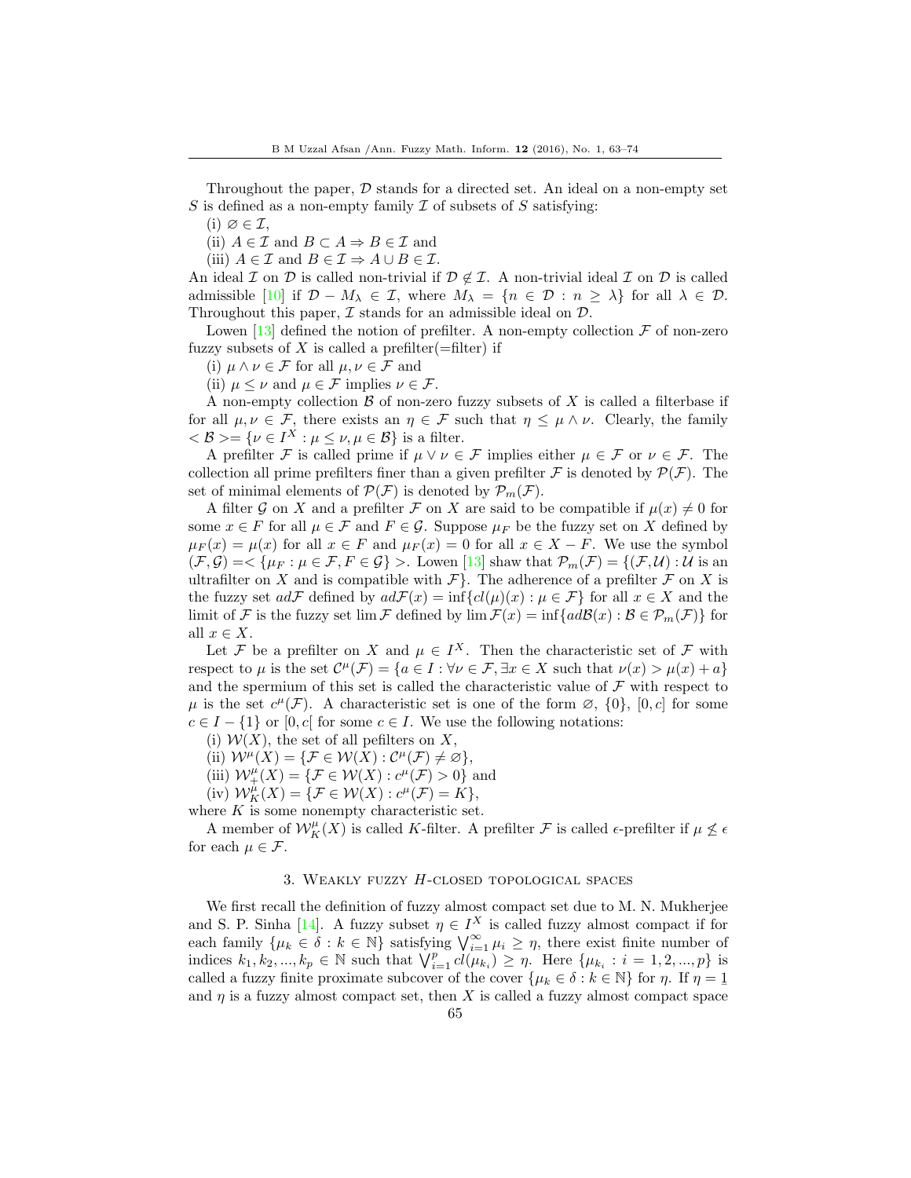Throughout the paper, $\mathcal{D}$ stands for a directed set. An ideal on a non-empty set $S$ is defined as a non-empty family $\mathcal{I}$ of subsets of $S$ satisfying:

(i) $\varnothing \in \mathcal{I}$,

(ii) $A \in \mathcal{I}$ and $B \subset A \Rightarrow B \in \mathcal{I}$ and

(iii) $A \in \mathcal{I}$ and $B \in \mathcal{I} \Rightarrow A \cup B \in \mathcal{I}$.

An ideal $\mathcal{I}$ on $\mathcal{D}$ is called non-trivial if $\mathcal{D} \notin \mathcal{I}$. A non-trivial ideal $\mathcal{I}$ on $\mathcal{D}$ is called admissible [10] if $\mathcal{D} - M_\lambda \in \mathcal{I}$, where $M_\lambda = \{n \in \mathcal{D} : n \geq \lambda\}$ for all $\lambda \in \mathcal{D}$. Throughout this paper, $\mathcal{I}$ stands for an admissible ideal on $\mathcal{D}$.

Lowen [13] defined the notion of prefilter. A non-empty collection $\mathcal{F}$ of non-zero fuzzy subsets of $X$ is called a prefilter(=filter) if

(i) $\mu \wedge \nu \in \mathcal{F}$ for all $\mu, \nu \in \mathcal{F}$ and

(ii) $\mu \leq \nu$ and $\mu \in \mathcal{F}$ implies $\nu \in \mathcal{F}$.

A non-empty collection $\mathcal{B}$ of non-zero fuzzy subsets of $X$ is called a filterbase if for all $\mu, \nu \in \mathcal{F}$, there exists an $\eta \in \mathcal{F}$ such that $\eta \leq \mu \wedge \nu$. Clearly, the family $< \mathcal{B} >= \{\nu \in I^X : \mu \leq \nu, \mu \in \mathcal{B}\}$ is a filter.

A prefilter $\mathcal{F}$ is called prime if $\mu \vee \nu \in \mathcal{F}$ implies either $\mu \in \mathcal{F}$ or $\nu \in \mathcal{F}$. The collection all prime prefilters finer than a given prefilter $\mathcal{F}$ is denoted by $\mathcal{P}(\mathcal{F})$. The set of minimal elements of $\mathcal{P}(\mathcal{F})$ is denoted by $\mathcal{P}_m(\mathcal{F})$.

A filter $\mathcal{G}$ on $X$ and a prefilter $\mathcal{F}$ on $X$ are said to be compatible if $\mu(x) \neq 0$ for some $x \in F$ for all $\mu \in \mathcal{F}$ and $F \in \mathcal{G}$. Suppose $\mu_F$ be the fuzzy set on $X$ defined by $\mu_F(x) = \mu(x)$ for all $x \in F$ and $\mu_F(x) = 0$ for all $x \in X - F$. We use the symbol $(\mathcal{F}, \mathcal{G}) =< \{\mu_F : \mu \in \mathcal{F}, F \in \mathcal{G}\} >$. Lowen [13] shaw that $\mathcal{P}_m(\mathcal{F}) = \{(\mathcal{F}, \mathcal{U}) : \mathcal{U}$ is an ultrafilter on $X$ and is compatible with $\mathcal{F}\}$. The adherence of a prefilter $\mathcal{F}$ on $X$ is the fuzzy set $ad\mathcal{F}$ defined by $ad\mathcal{F}(x) = \inf\{cl(\mu)(x) : \mu \in \mathcal{F}\}$ for all $x \in X$ and the limit of $\mathcal{F}$ is the fuzzy set $\lim \mathcal{F}$ defined by $\lim \mathcal{F}(x) = \inf\{ad\mathcal{B}(x) : \mathcal{B} \in \mathcal{P}_m(\mathcal{F})\}$ for all $x \in X$.

Let $\mathcal{F}$ be a prefilter on $X$ and $\mu \in I^X$. Then the characteristic set of $\mathcal{F}$ with respect to $\mu$ is the set $\mathcal{C}^\mu(\mathcal{F}) = \{a \in I : \forall \nu \in \mathcal{F}, \exists x \in X$ such that $\nu(x) > \mu(x) + a\}$ and the spermium of this set is called the characteristic value of $\mathcal{F}$ with respect to $\mu$ is the set $c^\mu(\mathcal{F})$. A characteristic set is one of the form $\varnothing$, $\{0\}$, $[0, c]$ for some $c \in I - \{1\}$ or $[0, c[$ for some $c \in I$. We use the following notations:

(i) $\mathcal{W}(X)$, the set of all pefilters on $X$,

(ii) $\mathcal{W}^\mu(X) = \{\mathcal{F} \in \mathcal{W}(X) : \mathcal{C}^\mu(\mathcal{F}) \neq \varnothing\}$,

(iii) $\mathcal{W}^\mu_+(X) = \{\mathcal{F} \in \mathcal{W}(X) : c^\mu(\mathcal{F}) > 0\}$ and

(iv) $\mathcal{W}^\mu_K(X) = \{\mathcal{F} \in \mathcal{W}(X) : c^\mu(\mathcal{F}) = K\}$,

where $K$ is some nonempty characteristic set.

A member of $\mathcal{W}^\mu_K(X)$ is called $K$-filter. A prefilter $\mathcal{F}$ is called $\epsilon$-prefilter if $\mu \not\leq \epsilon$ for each $\mu \in \mathcal{F}$.

## 3. Weakly fuzzy $H$-closed topological spaces

We first recall the definition of fuzzy almost compact set due to M. N. Mukherjee and S. P. Sinha [14]. A fuzzy subset $\eta \in I^X$ is called fuzzy almost compact if for each family $\{\mu_k \in \delta : k \in \mathbb{N}\}$ satisfying $\bigvee_{i=1}^{\infty} \mu_i \geq \eta$, there exist finite number of indices $k_1, k_2, ..., k_p \in \mathbb{N}$ such that $\bigvee_{i=1}^{p} cl(\mu_{k_i}) \geq \eta$. Here $\{\mu_{k_i} : i = 1, 2, ..., p\}$ is called a fuzzy finite proximate subcover of the cover $\{\mu_k \in \delta : k \in \mathbb{N}\}$ for $\eta$. If $\eta = \underline{1}$ and $\eta$ is a fuzzy almost compact set, then $X$ is called a fuzzy almost compact space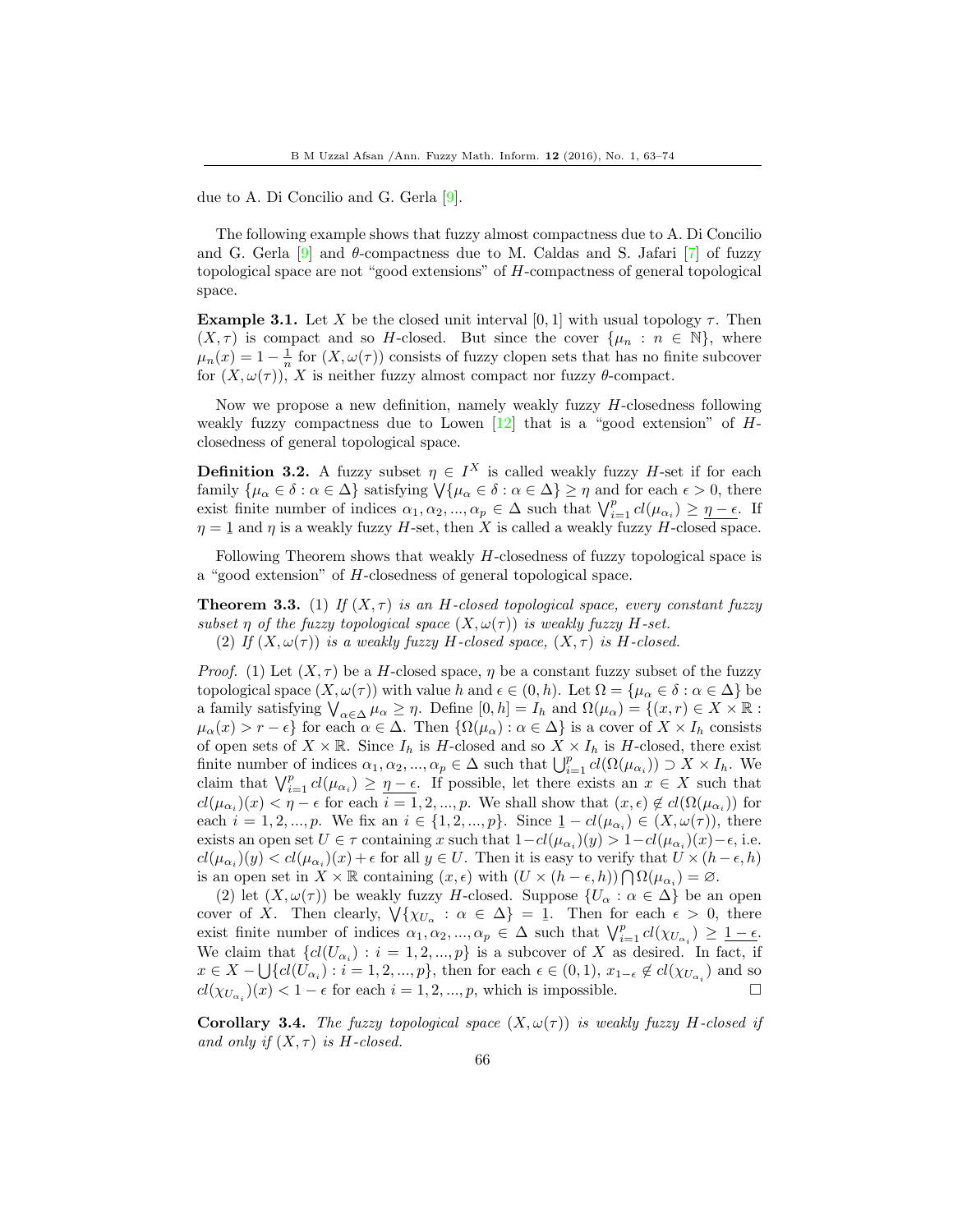due to A. Di Concilio and G. Gerla [9].

The following example shows that fuzzy almost compactness due to A. Di Concilio and G. Gerla [9] and $\theta$-compactness due to M. Caldas and S. Jafari [7] of fuzzy topological space are not "good extensions" of $H$-compactness of general topological space.

**Example 3.1.** Let $X$ be the closed unit interval $[0,1]$ with usual topology $\tau$. Then $(X,\tau)$ is compact and so $H$-closed. But since the cover $\{\mu_n : n \in \mathbb{N}\}$, where $\mu_n(x) = 1 - \frac{1}{n}$ for $(X, \omega(\tau))$ consists of fuzzy clopen sets that has no finite subcover for $(X, \omega(\tau))$, $X$ is neither fuzzy almost compact nor fuzzy $\theta$-compact.

Now we propose a new definition, namely weakly fuzzy $H$-closedness following weakly fuzzy compactness due to Lowen [12] that is a "good extension" of $H$-closedness of general topological space.

**Definition 3.2.** A fuzzy subset $\eta \in I^X$ is called weakly fuzzy $H$-set if for each family $\{\mu_\alpha \in \delta : \alpha \in \Delta\}$ satisfying $\bigvee\{\mu_\alpha \in \delta : \alpha \in \Delta\} \geq \eta$ and for each $\epsilon > 0$, there exist finite number of indices $\alpha_1, \alpha_2, ..., \alpha_p \in \Delta$ such that $\bigvee_{i=1}^{p} cl(\mu_{\alpha_i}) \geq \underline{\eta - \epsilon}$. If $\eta = \underline{1}$ and $\eta$ is a weakly fuzzy $H$-set, then $X$ is called a weakly fuzzy $H$-closed space.

Following Theorem shows that weakly $H$-closedness of fuzzy topological space is a "good extension" of $H$-closedness of general topological space.

**Theorem 3.3.** (1) *If $(X,\tau)$ is an $H$-closed topological space, every constant fuzzy subset $\eta$ of the fuzzy topological space $(X, \omega(\tau))$ is weakly fuzzy $H$-set.*

(2) *If $(X, \omega(\tau))$ is a weakly fuzzy $H$-closed space, $(X,\tau)$ is $H$-closed.*

*Proof.* (1) Let $(X,\tau)$ be a $H$-closed space, $\eta$ be a constant fuzzy subset of the fuzzy topological space $(X, \omega(\tau))$ with value $h$ and $\epsilon \in (0, h)$. Let $\Omega = \{\mu_\alpha \in \delta : \alpha \in \Delta\}$ be a family satisfying $\bigvee_{\alpha\in\Delta} \mu_\alpha \geq \eta$. Define $[0,h] = I_h$ and $\Omega(\mu_\alpha) = \{(x,r) \in X \times \mathbb{R} : \mu_\alpha(x) > r - \epsilon\}$ for each $\alpha \in \Delta$. Then $\{\Omega(\mu_\alpha) : \alpha \in \Delta\}$ is a cover of $X \times I_h$ consists of open sets of $X \times \mathbb{R}$. Since $I_h$ is $H$-closed and so $X \times I_h$ is $H$-closed, there exist finite number of indices $\alpha_1, \alpha_2, ..., \alpha_p \in \Delta$ such that $\bigcup_{i=1}^{p} cl(\Omega(\mu_{\alpha_i})) \supset X \times I_h$. We claim that $\bigvee_{i=1}^{p} cl(\mu_{\alpha_i}) \geq \underline{\eta - \epsilon}$. If possible, let there exists an $x \in X$ such that $cl(\mu_{\alpha_i})(x) < \eta - \epsilon$ for each $i = 1, 2, ..., p$. We shall show that $(x, \epsilon) \notin cl(\Omega(\mu_{\alpha_i}))$ for each $i = 1, 2, ..., p$. We fix an $i \in \{1, 2, ..., p\}$. Since $\underline{1} - cl(\mu_{\alpha_i}) \in (X, \omega(\tau))$, there exists an open set $U \in \tau$ containing $x$ such that $1 - cl(\mu_{\alpha_i})(y) > 1 - cl(\mu_{\alpha_i})(x) - \epsilon$, i.e. $cl(\mu_{\alpha_i})(y) < cl(\mu_{\alpha_i})(x) + \epsilon$ for all $y \in U$. Then it is easy to verify that $U \times (h - \epsilon, h)$ is an open set in $X \times \mathbb{R}$ containing $(x, \epsilon)$ with $(U \times (h - \epsilon, h)) \bigcap \Omega(\mu_{\alpha_i}) = \varnothing$.

(2) let $(X, \omega(\tau))$ be weakly fuzzy $H$-closed. Suppose $\{U_\alpha : \alpha \in \Delta\}$ be an open cover of $X$. Then clearly, $\bigvee\{\chi_{U_\alpha} : \alpha \in \Delta\} = \underline{1}$. Then for each $\epsilon > 0$, there exist finite number of indices $\alpha_1, \alpha_2, ..., \alpha_p \in \Delta$ such that $\bigvee_{i=1}^{p} cl(\chi_{U_{\alpha_i}}) \geq \underline{1 - \epsilon}$. We claim that $\{cl(U_{\alpha_i}) : i = 1, 2, ..., p\}$ is a subcover of $X$ as desired. In fact, if $x \in X - \bigcup\{cl(U_{\alpha_i}) : i = 1, 2, ..., p\}$, then for each $\epsilon \in (0,1)$, $x_{1-\epsilon} \notin cl(\chi_{U_{\alpha_i}})$ and so $cl(\chi_{U_{\alpha_i}})(x) < 1 - \epsilon$ for each $i = 1, 2, ..., p$, which is impossible. $\square$

**Corollary 3.4.** *The fuzzy topological space $(X, \omega(\tau))$ is weakly fuzzy $H$-closed if and only if $(X,\tau)$ is $H$-closed.*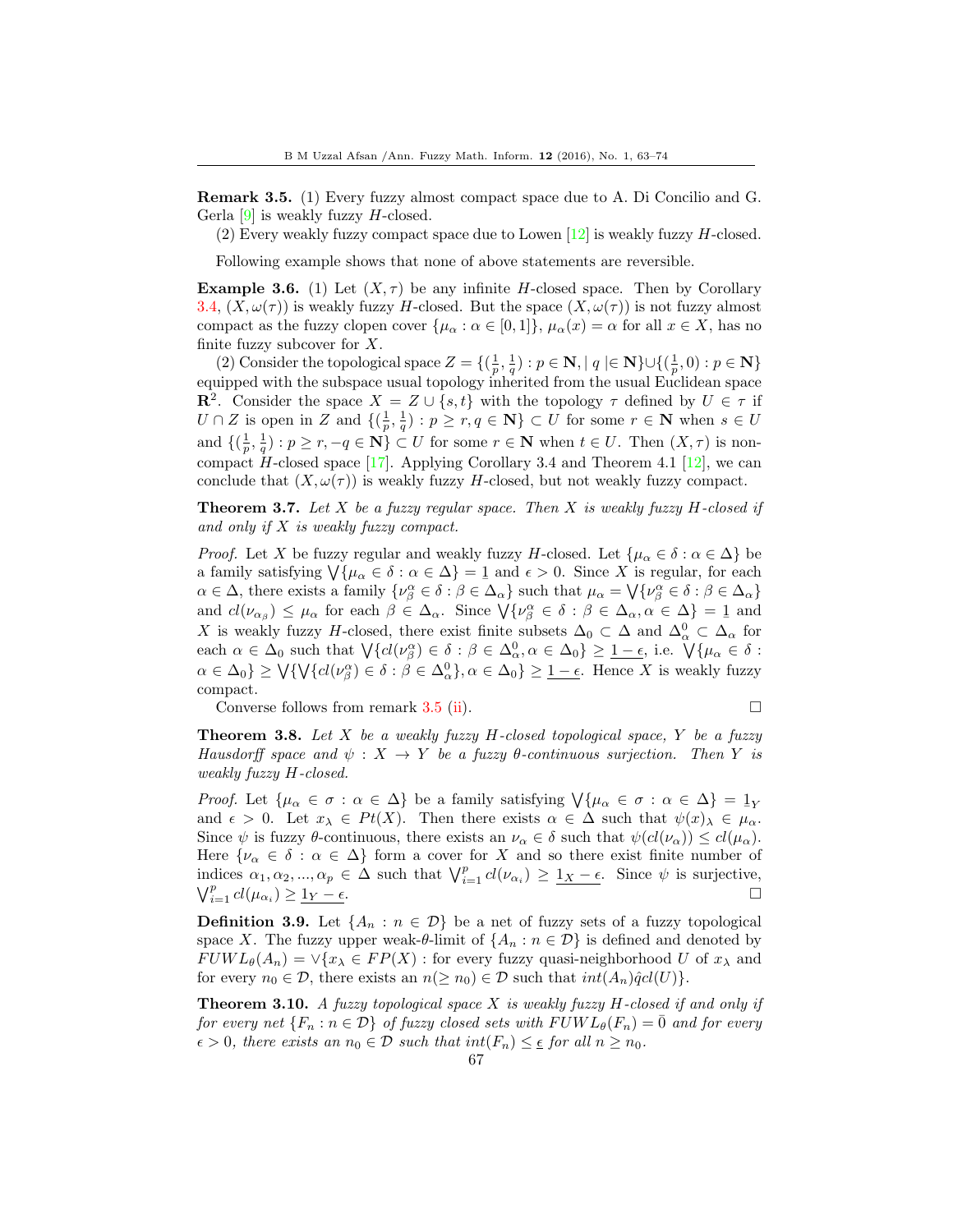**Remark 3.5.** (1) Every fuzzy almost compact space due to A. Di Concilio and G. Gerla [9] is weakly fuzzy $H$-closed.

(2) Every weakly fuzzy compact space due to Lowen [12] is weakly fuzzy $H$-closed.

Following example shows that none of above statements are reversible.

**Example 3.6.** (1) Let $(X, \tau)$ be any infinite $H$-closed space. Then by Corollary 3.4, $(X, \omega(\tau))$ is weakly fuzzy $H$-closed. But the space $(X, \omega(\tau))$ is not fuzzy almost compact as the fuzzy clopen cover $\{\mu_\alpha : \alpha \in [0, 1]\}$, $\mu_\alpha(x) = \alpha$ for all $x \in X$, has no finite fuzzy subcover for $X$.

(2) Consider the topological space $Z = \{(\frac{1}{p}, \frac{1}{q}) : p \in \mathbf{N}, |\ q\ | \in \mathbf{N}\} \cup \{(\frac{1}{p}, 0) : p \in \mathbf{N}\}$ equipped with the subspace usual topology inherited from the usual Euclidean space $\mathbf{R}^2$. Consider the space $X = Z \cup \{s, t\}$ with the topology $\tau$ defined by $U \in \tau$ if $U \cap Z$ is open in $Z$ and $\{(\frac{1}{p}, \frac{1}{q}) : p \geq r, q \in \mathbf{N}\} \subset U$ for some $r \in \mathbf{N}$ when $s \in U$ and $\{(\frac{1}{p}, \frac{1}{q}) : p \geq r, -q \in \mathbf{N}\} \subset U$ for some $r \in \mathbf{N}$ when $t \in U$. Then $(X, \tau)$ is non-compact $H$-closed space [17]. Applying Corollary 3.4 and Theorem 4.1 [12], we can conclude that $(X, \omega(\tau))$ is weakly fuzzy $H$-closed, but not weakly fuzzy compact.

**Theorem 3.7.** *Let $X$ be a fuzzy regular space. Then $X$ is weakly fuzzy $H$-closed if and only if $X$ is weakly fuzzy compact.*

*Proof.* Let $X$ be fuzzy regular and weakly fuzzy $H$-closed. Let $\{\mu_\alpha \in \delta : \alpha \in \Delta\}$ be a family satisfying $\bigvee\{\mu_\alpha \in \delta : \alpha \in \Delta\} = \underline{1}$ and $\epsilon > 0$. Since $X$ is regular, for each $\alpha \in \Delta$, there exists a family $\{\nu^\alpha_\beta \in \delta : \beta \in \Delta_\alpha\}$ such that $\mu_\alpha = \bigvee\{\nu^\alpha_\beta \in \delta : \beta \in \Delta_\alpha\}$ and $cl(\nu_{\alpha_\beta}) \leq \mu_\alpha$ for each $\beta \in \Delta_\alpha$. Since $\bigvee\{\nu^\alpha_\beta \in \delta : \beta \in \Delta_\alpha, \alpha \in \Delta\} = \underline{1}$ and $X$ is weakly fuzzy $H$-closed, there exist finite subsets $\Delta_0 \subset \Delta$ and $\Delta^0_\alpha \subset \Delta_\alpha$ for each $\alpha \in \Delta_0$ such that $\bigvee\{cl(\nu^\alpha_\beta) \in \delta : \beta \in \Delta^0_\alpha, \alpha \in \Delta_0\} \geq \underline{1 - \epsilon}$, i.e. $\bigvee\{\mu_\alpha \in \delta : \alpha \in \Delta_0\} \geq \bigvee\{\bigvee\{cl(\nu^\alpha_\beta) \in \delta : \beta \in \Delta^0_\alpha\}, \alpha \in \Delta_0\} \geq \underline{1 - \epsilon}$. Hence $X$ is weakly fuzzy compact.

Converse follows from remark 3.5 (ii). □

**Theorem 3.8.** *Let $X$ be a weakly fuzzy $H$-closed topological space, $Y$ be a fuzzy Hausdorff space and $\psi : X \to Y$ be a fuzzy $\theta$-continuous surjection. Then $Y$ is weakly fuzzy $H$-closed.*

*Proof.* Let $\{\mu_\alpha \in \sigma : \alpha \in \Delta\}$ be a family satisfying $\bigvee\{\mu_\alpha \in \sigma : \alpha \in \Delta\} = \underline{1}_Y$ and $\epsilon > 0$. Let $x_\lambda \in Pt(X)$. Then there exists $\alpha \in \Delta$ such that $\psi(x)_\lambda \in \mu_\alpha$. Since $\psi$ is fuzzy $\theta$-continuous, there exists an $\nu_\alpha \in \delta$ such that $\psi(cl(\nu_\alpha)) \leq cl(\mu_\alpha)$. Here $\{\nu_\alpha \in \delta : \alpha \in \Delta\}$ form a cover for $X$ and so there exist finite number of indices $\alpha_1, \alpha_2, ..., \alpha_p \in \Delta$ such that $\bigvee_{i=1}^{p} cl(\nu_{\alpha_i}) \geq \underline{1_X - \epsilon}$. Since $\psi$ is surjective, $\bigvee_{i=1}^{p} cl(\mu_{\alpha_i}) \geq \underline{1_Y - \epsilon}$. □

**Definition 3.9.** Let $\{A_n : n \in \mathcal{D}\}$ be a net of fuzzy sets of a fuzzy topological space $X$. The fuzzy upper weak-$\theta$-limit of $\{A_n : n \in \mathcal{D}\}$ is defined and denoted by $FUWL_\theta(A_n) = \vee\{x_\lambda \in FP(X)$ : for every fuzzy quasi-neighborhood $U$ of $x_\lambda$ and for every $n_0 \in \mathcal{D}$, there exists an $n(\geq n_0) \in \mathcal{D}$ such that $int(A_n)\hat{q}cl(U)\}$.

**Theorem 3.10.** *A fuzzy topological space $X$ is weakly fuzzy $H$-closed if and only if for every net $\{F_n : n \in \mathcal{D}\}$ of fuzzy closed sets with $FUWL_\theta(F_n) = \bar{0}$ and for every $\epsilon > 0$, there exists an $n_0 \in \mathcal{D}$ such that $int(F_n) \leq \underline{\epsilon}$ for all $n \geq n_0$.*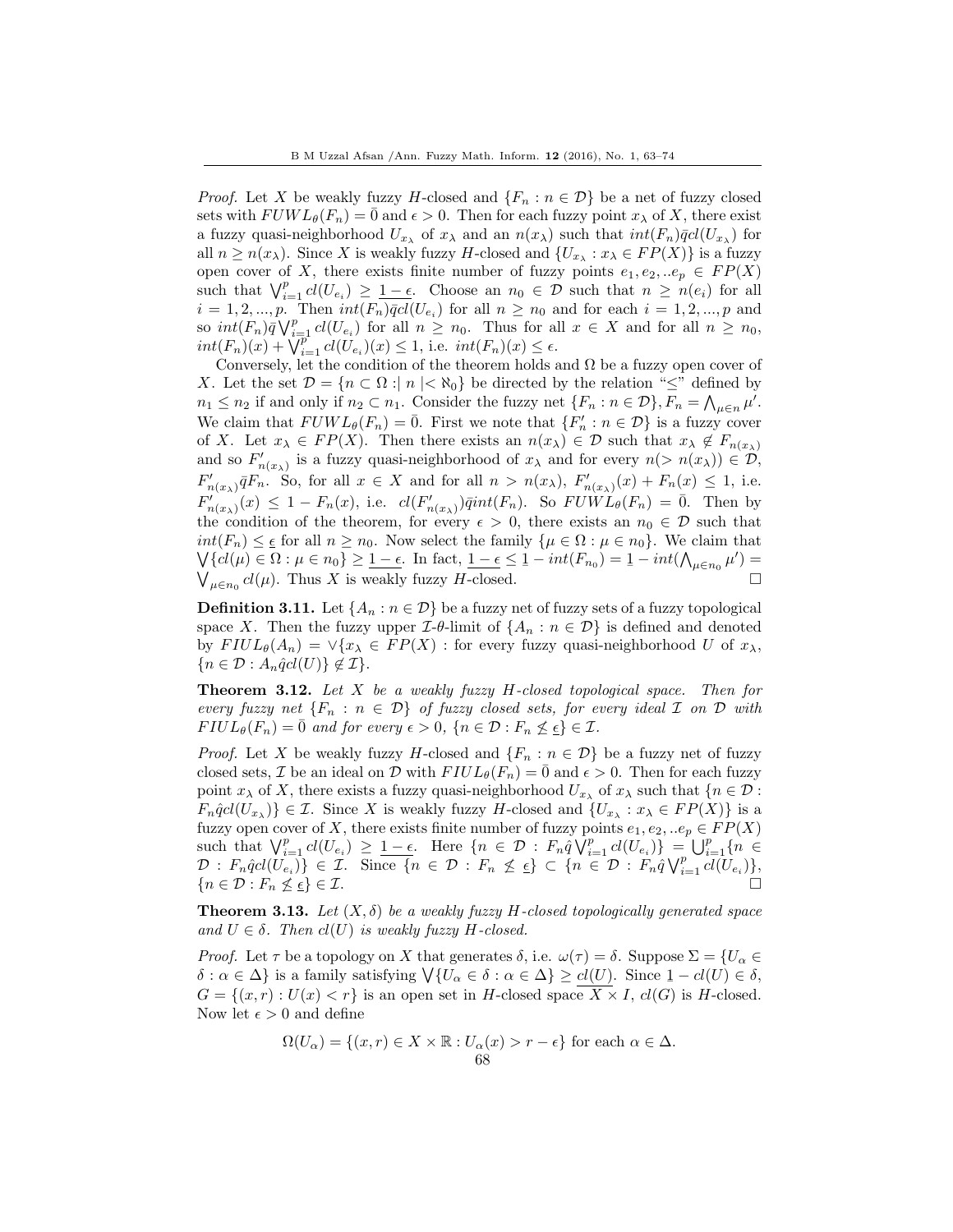*Proof.* Let $X$ be weakly fuzzy $H$-closed and $\{F_n : n \in \mathcal{D}\}$ be a net of fuzzy closed sets with $FUWL_\theta(F_n) = \bar{0}$ and $\epsilon > 0$. Then for each fuzzy point $x_\lambda$ of $X$, there exist a fuzzy quasi-neighborhood $U_{x_\lambda}$ of $x_\lambda$ and an $n(x_\lambda)$ such that $int(F_n)\bar{q}cl(U_{x_\lambda})$ for all $n \geq n(x_\lambda)$. Since $X$ is weakly fuzzy $H$-closed and $\{U_{x_\lambda} : x_\lambda \in FP(X)\}$ is a fuzzy open cover of $X$, there exists finite number of fuzzy points $e_1, e_2, ..e_p \in FP(X)$ such that $\bigvee_{i=1}^{p} cl(U_{e_i}) \geq \underline{1-\epsilon}$. Choose an $n_0 \in \mathcal{D}$ such that $n \geq n(e_i)$ for all $i = 1, 2, ..., p$. Then $int(F_n)\bar{q}cl(U_{e_i})$ for all $n \geq n_0$ and for each $i = 1, 2, ..., p$ and so $int(F_n)\bar{q}\bigvee_{i=1}^{p} cl(U_{e_i})$ for all $n \geq n_0$. Thus for all $x \in X$ and for all $n \geq n_0$, $int(F_n)(x) + \bigvee_{i=1}^{p} cl(U_{e_i})(x) \leq 1$, i.e. $int(F_n)(x) \leq \epsilon$.

Conversely, let the condition of the theorem holds and $\Omega$ be a fuzzy open cover of $X$. Let the set $\mathcal{D} = \{n \subset \Omega :| n |< \aleph_0\}$ be directed by the relation "$\leq$" defined by $n_1 \leq n_2$ if and only if $n_2 \subset n_1$. Consider the fuzzy net $\{F_n : n \in \mathcal{D}\}, F_n = \bigwedge_{\mu \in n} \mu'$. We claim that $FUWL_\theta(F_n) = \bar{0}$. First we note that $\{F_n' : n \in \mathcal{D}\}$ is a fuzzy cover of $X$. Let $x_\lambda \in FP(X)$. Then there exists an $n(x_\lambda) \in \mathcal{D}$ such that $x_\lambda \notin F_{n(x_\lambda)}$ and so $F_{n(x_\lambda)}'$ is a fuzzy quasi-neighborhood of $x_\lambda$ and for every $n(> n(x_\lambda)) \in \mathcal{D}$, $F_{n(x_\lambda)}'\bar{q}F_n$. So, for all $x \in X$ and for all $n > n(x_\lambda)$, $F_{n(x_\lambda)}'(x) + F_n(x) \leq 1$, i.e. $F_{n(x_\lambda)}'(x) \leq 1 - F_n(x)$, i.e. $cl(F_{n(x_\lambda)}')\bar{q}int(F_n)$. So $FUWL_\theta(F_n) = \bar{0}$. Then by the condition of the theorem, for every $\epsilon > 0$, there exists an $n_0 \in \mathcal{D}$ such that $int(F_n) \leq \underline{\epsilon}$ for all $n \geq n_0$. Now select the family $\{\mu \in \Omega : \mu \in n_0\}$. We claim that $\bigvee\{cl(\mu) \in \Omega : \mu \in n_0\} \geq \underline{1-\epsilon}$. In fact, $\underline{1-\epsilon} \leq \underline{1} - int(F_{n_0}) = \underline{1} - int(\bigwedge_{\mu \in n_0} \mu') = \bigvee_{\mu \in n_0} cl(\mu)$. Thus $X$ is weakly fuzzy $H$-closed. $\square$

**Definition 3.11.** Let $\{A_n : n \in \mathcal{D}\}$ be a fuzzy net of fuzzy sets of a fuzzy topological space $X$. Then the fuzzy upper $\mathcal{I}$-$\theta$-limit of $\{A_n : n \in \mathcal{D}\}$ is defined and denoted by $FIUL_\theta(A_n) = \vee\{x_\lambda \in FP(X)$ : for every fuzzy quasi-neighborhood $U$ of $x_\lambda$, $\{n \in \mathcal{D} : A_n\hat{q}cl(U)\} \notin \mathcal{I}\}$.

**Theorem 3.12.** *Let $X$ be a weakly fuzzy $H$-closed topological space. Then for every fuzzy net $\{F_n : n \in \mathcal{D}\}$ of fuzzy closed sets, for every ideal $\mathcal{I}$ on $\mathcal{D}$ with $FIUL_\theta(F_n) = \bar{0}$ and for every $\epsilon > 0$, $\{n \in \mathcal{D} : F_n \not\leq \underline{\epsilon}\} \in \mathcal{I}$.*

*Proof.* Let $X$ be weakly fuzzy $H$-closed and $\{F_n : n \in \mathcal{D}\}$ be a fuzzy net of fuzzy closed sets, $\mathcal{I}$ be an ideal on $\mathcal{D}$ with $FIUL_\theta(F_n) = \bar{0}$ and $\epsilon > 0$. Then for each fuzzy point $x_\lambda$ of $X$, there exists a fuzzy quasi-neighborhood $U_{x_\lambda}$ of $x_\lambda$ such that $\{n \in \mathcal{D} : F_n\hat{q}cl(U_{x_\lambda})\} \in \mathcal{I}$. Since $X$ is weakly fuzzy $H$-closed and $\{U_{x_\lambda} : x_\lambda \in FP(X)\}$ is a fuzzy open cover of $X$, there exists finite number of fuzzy points $e_1, e_2, ..e_p \in FP(X)$ such that $\bigvee_{i=1}^{p} cl(U_{e_i}) \geq \underline{1-\epsilon}$. Here $\{n \in \mathcal{D} : F_n\hat{q}\bigvee_{i=1}^{p} cl(U_{e_i})\} = \bigcup_{i=1}^{p}\{n \in \mathcal{D} : F_n\hat{q}cl(U_{e_i})\} \in \mathcal{I}$. Since $\{n \in \mathcal{D} : F_n \not\leq \underline{\epsilon}\} \subset \{n \in \mathcal{D} : F_n\hat{q}\bigvee_{i=1}^{p} cl(U_{e_i})\}$, $\{n \in \mathcal{D} : F_n \not\leq \underline{\epsilon}\} \in \mathcal{I}$. $\square$

**Theorem 3.13.** *Let $(X, \delta)$ be a weakly fuzzy $H$-closed topologically generated space and $U \in \delta$. Then $cl(U)$ is weakly fuzzy $H$-closed.*

*Proof.* Let $\tau$ be a topology on $X$ that generates $\delta$, i.e. $\omega(\tau) = \delta$. Suppose $\Sigma = \{U_\alpha \in \delta : \alpha \in \Delta\}$ is a family satisfying $\bigvee\{U_\alpha \in \delta : \alpha \in \Delta\} \geq \underline{cl(U)}$. Since $\underline{1} - cl(U) \in \delta$, $G = \{(x, r) : U(x) < r\}$ is an open set in $H$-closed space $X \times I$, $cl(G)$ is $H$-closed. Now let $\epsilon > 0$ and define

$$\Omega(U_\alpha) = \{(x, r) \in X \times \mathbb{R} : U_\alpha(x) > r - \epsilon\} \text{ for each } \alpha \in \Delta.$$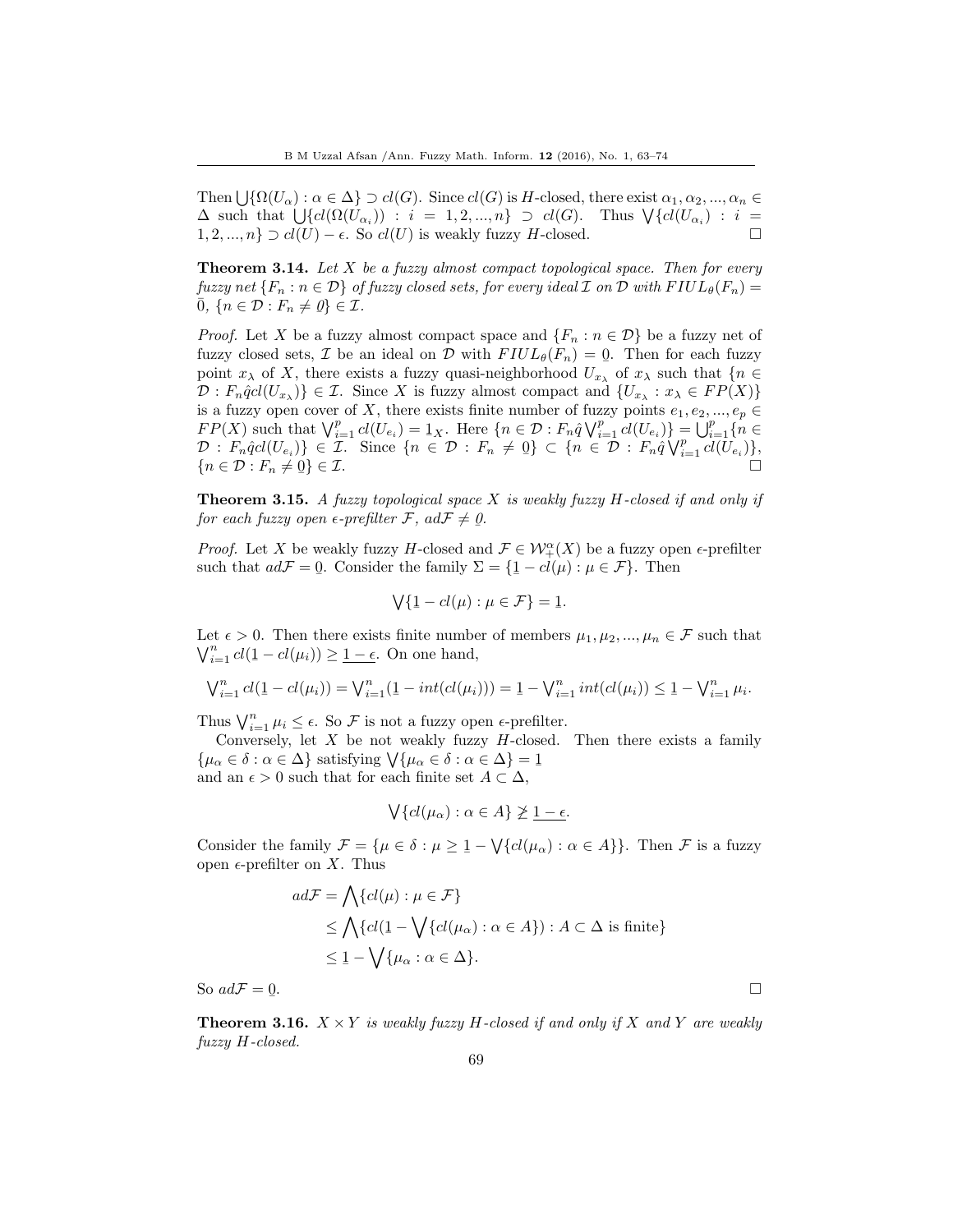Then $\bigcup\{\Omega(U_\alpha) : \alpha \in \Delta\} \supset cl(G)$. Since $cl(G)$ is $H$-closed, there exist $\alpha_1, \alpha_2, ..., \alpha_n \in \Delta$ such that $\bigcup\{cl(\Omega(U_{\alpha_i})) : i = 1, 2, ..., n\} \supset cl(G)$. Thus $\bigvee\{cl(U_{\alpha_i}) : i = 1, 2, ..., n\} \supset cl(U) - \epsilon$. So $cl(U)$ is weakly fuzzy $H$-closed. □

**Theorem 3.14.** *Let $X$ be a fuzzy almost compact topological space. Then for every fuzzy net $\{F_n : n \in \mathcal{D}\}$ of fuzzy closed sets, for every ideal $\mathcal{I}$ on $\mathcal{D}$ with $FIUL_\theta(F_n) = \bar{0}$, $\{n \in \mathcal{D} : F_n \neq \underline{0}\} \in \mathcal{I}$.*

*Proof.* Let $X$ be a fuzzy almost compact space and $\{F_n : n \in \mathcal{D}\}$ be a fuzzy net of fuzzy closed sets, $\mathcal{I}$ be an ideal on $\mathcal{D}$ with $FIUL_\theta(F_n) = \underline{0}$. Then for each fuzzy point $x_\lambda$ of $X$, there exists a fuzzy quasi-neighborhood $U_{x_\lambda}$ of $x_\lambda$ such that $\{n \in \mathcal{D} : F_n \hat{q} cl(U_{x_\lambda})\} \in \mathcal{I}$. Since $X$ is fuzzy almost compact and $\{U_{x_\lambda} : x_\lambda \in FP(X)\}$ is a fuzzy open cover of $X$, there exists finite number of fuzzy points $e_1, e_2, ..., e_p \in FP(X)$ such that $\bigvee_{i=1}^{p} cl(U_{e_i}) = 1_X$. Here $\{n \in \mathcal{D} : F_n \hat{q} \bigvee_{i=1}^{p} cl(U_{e_i})\} = \bigcup_{i=1}^{p}\{n \in \mathcal{D} : F_n \hat{q} cl(U_{e_i})\} \in \mathcal{I}$. Since $\{n \in \mathcal{D} : F_n \neq \underline{0}\} \subset \{n \in \mathcal{D} : F_n \hat{q} \bigvee_{i=1}^{p} cl(U_{e_i})\}$, $\{n \in \mathcal{D} : F_n \neq \underline{0}\} \in \mathcal{I}$. □

**Theorem 3.15.** *A fuzzy topological space $X$ is weakly fuzzy $H$-closed if and only if for each fuzzy open $\epsilon$-prefilter $\mathcal{F}$, $ad\mathcal{F} \neq \underline{0}$.*

*Proof.* Let $X$ be weakly fuzzy $H$-closed and $\mathcal{F} \in \mathcal{W}_+^\alpha(X)$ be a fuzzy open $\epsilon$-prefilter such that $ad\mathcal{F} = \underline{0}$. Consider the family $\Sigma = \{\underline{1} - cl(\mu) : \mu \in \mathcal{F}\}$. Then

$$\bigvee\{\underline{1} - cl(\mu) : \mu \in \mathcal{F}\} = \underline{1}.$$

Let $\epsilon > 0$. Then there exists finite number of members $\mu_1, \mu_2, ..., \mu_n \in \mathcal{F}$ such that $\bigvee_{i=1}^{n} cl(\underline{1} - cl(\mu_i)) \geq \underline{1 - \epsilon}$. On one hand,

$$\bigvee_{i=1}^{n} cl(\underline{1} - cl(\mu_i)) = \bigvee_{i=1}^{n}(\underline{1} - int(cl(\mu_i))) = \underline{1} - \bigvee_{i=1}^{n} int(cl(\mu_i)) \leq \underline{1} - \bigvee_{i=1}^{n} \mu_i.$$

Thus $\bigvee_{i=1}^{n} \mu_i \leq \epsilon$. So $\mathcal{F}$ is not a fuzzy open $\epsilon$-prefilter.

Conversely, let $X$ be not weakly fuzzy $H$-closed. Then there exists a family $\{\mu_\alpha \in \delta : \alpha \in \Delta\}$ satisfying $\bigvee\{\mu_\alpha \in \delta : \alpha \in \Delta\} = \underline{1}$ and an $\epsilon > 0$ such that for each finite set $A \subset \Delta$,

$$\bigvee\{cl(\mu_\alpha) : \alpha \in A\} \ngeq \underline{1 - \epsilon}.$$

Consider the family $\mathcal{F} = \{\mu \in \delta : \mu \geq \underline{1} - \bigvee\{cl(\mu_\alpha) : \alpha \in A\}\}$. Then $\mathcal{F}$ is a fuzzy open $\epsilon$-prefilter on $X$. Thus

$$\begin{aligned}
ad\mathcal{F} &= \bigwedge\{cl(\mu) : \mu \in \mathcal{F}\} \\
&\leq \bigwedge\{cl(\underline{1} - \bigvee\{cl(\mu_\alpha) : \alpha \in A\}) : A \subset \Delta \text{ is finite}\} \\
&\leq \underline{1} - \bigvee\{\mu_\alpha : \alpha \in \Delta\}.
\end{aligned}$$

So $ad\mathcal{F} = \underline{0}$. □

**Theorem 3.16.** *$X \times Y$ is weakly fuzzy $H$-closed if and only if $X$ and $Y$ are weakly fuzzy $H$-closed.*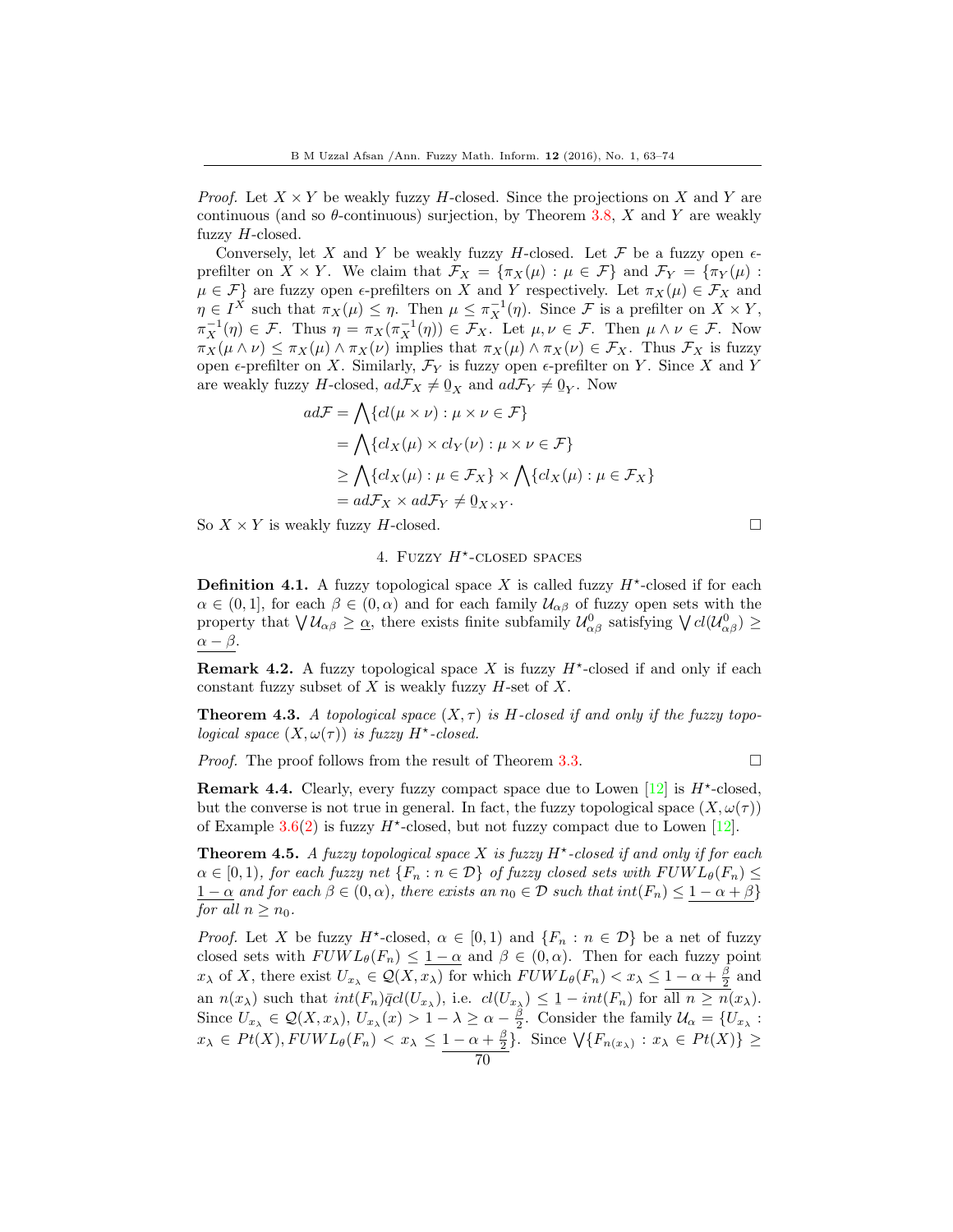*Proof.* Let $X \times Y$ be weakly fuzzy $H$-closed. Since the projections on $X$ and $Y$ are continuous (and so $\theta$-continuous) surjection, by Theorem 3.8, $X$ and $Y$ are weakly fuzzy $H$-closed.

Conversely, let $X$ and $Y$ be weakly fuzzy $H$-closed. Let $\mathcal{F}$ be a fuzzy open $\epsilon$-prefilter on $X \times Y$. We claim that $\mathcal{F}_X = \{\pi_X(\mu) : \mu \in \mathcal{F}\}$ and $\mathcal{F}_Y = \{\pi_Y(\mu) : \mu \in \mathcal{F}\}$ are fuzzy open $\epsilon$-prefilters on $X$ and $Y$ respectively. Let $\pi_X(\mu) \in \mathcal{F}_X$ and $\eta \in I^X$ such that $\pi_X(\mu) \leq \eta$. Then $\mu \leq \pi_X^{-1}(\eta)$. Since $\mathcal{F}$ is a prefilter on $X \times Y$, $\pi_X^{-1}(\eta) \in \mathcal{F}$. Thus $\eta = \pi_X(\pi_X^{-1}(\eta)) \in \mathcal{F}_X$. Let $\mu, \nu \in \mathcal{F}$. Then $\mu \wedge \nu \in \mathcal{F}$. Now $\pi_X(\mu \wedge \nu) \leq \pi_X(\mu) \wedge \pi_X(\nu)$ implies that $\pi_X(\mu) \wedge \pi_X(\nu) \in \mathcal{F}_X$. Thus $\mathcal{F}_X$ is fuzzy open $\epsilon$-prefilter on $X$. Similarly, $\mathcal{F}_Y$ is fuzzy open $\epsilon$-prefilter on $Y$. Since $X$ and $Y$ are weakly fuzzy $H$-closed, $ad\mathcal{F}_X \neq \underline{0}_X$ and $ad\mathcal{F}_Y \neq \underline{0}_Y$. Now

$$
\begin{aligned}
ad\mathcal{F} &= \bigwedge\{cl(\mu \times \nu) : \mu \times \nu \in \mathcal{F}\} \\
&= \bigwedge\{cl_X(\mu) \times cl_Y(\nu) : \mu \times \nu \in \mathcal{F}\} \\
&\geq \bigwedge\{cl_X(\mu) : \mu \in \mathcal{F}_X\} \times \bigwedge\{cl_X(\mu) : \mu \in \mathcal{F}_X\} \\
&= ad\mathcal{F}_X \times ad\mathcal{F}_Y \neq \underline{0}_{X \times Y}.
\end{aligned}
$$

So $X \times Y$ is weakly fuzzy $H$-closed. □

## 4. Fuzzy $H^{\star}$-closed spaces

**Definition 4.1.** A fuzzy topological space $X$ is called fuzzy $H^{\star}$-closed if for each $\alpha \in (0, 1]$, for each $\beta \in (0, \alpha)$ and for each family $\mathcal{U}_{\alpha\beta}$ of fuzzy open sets with the property that $\bigvee \mathcal{U}_{\alpha\beta} \geq \underline{\alpha}$, there exists finite subfamily $\mathcal{U}^0_{\alpha\beta}$ satisfying $\bigvee cl(\mathcal{U}^0_{\alpha\beta}) \geq \underline{\alpha - \beta}$.

**Remark 4.2.** A fuzzy topological space $X$ is fuzzy $H^{\star}$-closed if and only if each constant fuzzy subset of $X$ is weakly fuzzy $H$-set of $X$.

**Theorem 4.3.** *A topological space $(X, \tau)$ is $H$-closed if and only if the fuzzy topological space $(X, \omega(\tau))$ is fuzzy $H^{\star}$-closed.*

*Proof.* The proof follows from the result of Theorem 3.3. □

**Remark 4.4.** Clearly, every fuzzy compact space due to Lowen [12] is $H^{\star}$-closed, but the converse is not true in general. In fact, the fuzzy topological space $(X, \omega(\tau))$ of Example 3.6(2) is fuzzy $H^{\star}$-closed, but not fuzzy compact due to Lowen [12].

**Theorem 4.5.** *A fuzzy topological space $X$ is fuzzy $H^{\star}$-closed if and only if for each $\alpha \in [0, 1)$, for each fuzzy net $\{F_n : n \in \mathcal{D}\}$ of fuzzy closed sets with $FUWL_\theta(F_n) \leq \underline{1 - \alpha}$ and for each $\beta \in (0, \alpha)$, there exists an $n_0 \in \mathcal{D}$ such that $int(F_n) \leq \underline{1 - \alpha + \beta}\}$ for all $n \geq n_0$.*

*Proof.* Let $X$ be fuzzy $H^{\star}$-closed, $\alpha \in [0, 1)$ and $\{F_n : n \in \mathcal{D}\}$ be a net of fuzzy closed sets with $FUWL_\theta(F_n) \leq \underline{1 - \alpha}$ and $\beta \in (0, \alpha)$. Then for each fuzzy point $x_\lambda$ of $X$, there exist $U_{x_\lambda} \in \mathcal{Q}(X, x_\lambda)$ for which $FUWL_\theta(F_n) < x_\lambda \leq \underline{1 - \alpha + \frac{\beta}{2}}$ and an $n(x_\lambda)$ such that $int(F_n)\bar{q}cl(U_{x_\lambda})$, i.e. $cl(U_{x_\lambda}) \leq \underline{1} - int(F_n)$ for all $n \geq n(x_\lambda)$. Since $U_{x_\lambda} \in \mathcal{Q}(X, x_\lambda)$, $U_{x_\lambda}(x) > 1 - \lambda \geq \alpha - \frac{\beta}{2}$. Consider the family $\mathcal{U}_\alpha = \{U_{x_\lambda} : x_\lambda \in Pt(X), FUWL_\theta(F_n) < x_\lambda \leq \underline{1 - \alpha + \frac{\beta}{2}}\}$. Since $\bigvee\{F_{n(x_\lambda)} : x_\lambda \in Pt(X)\} \geq$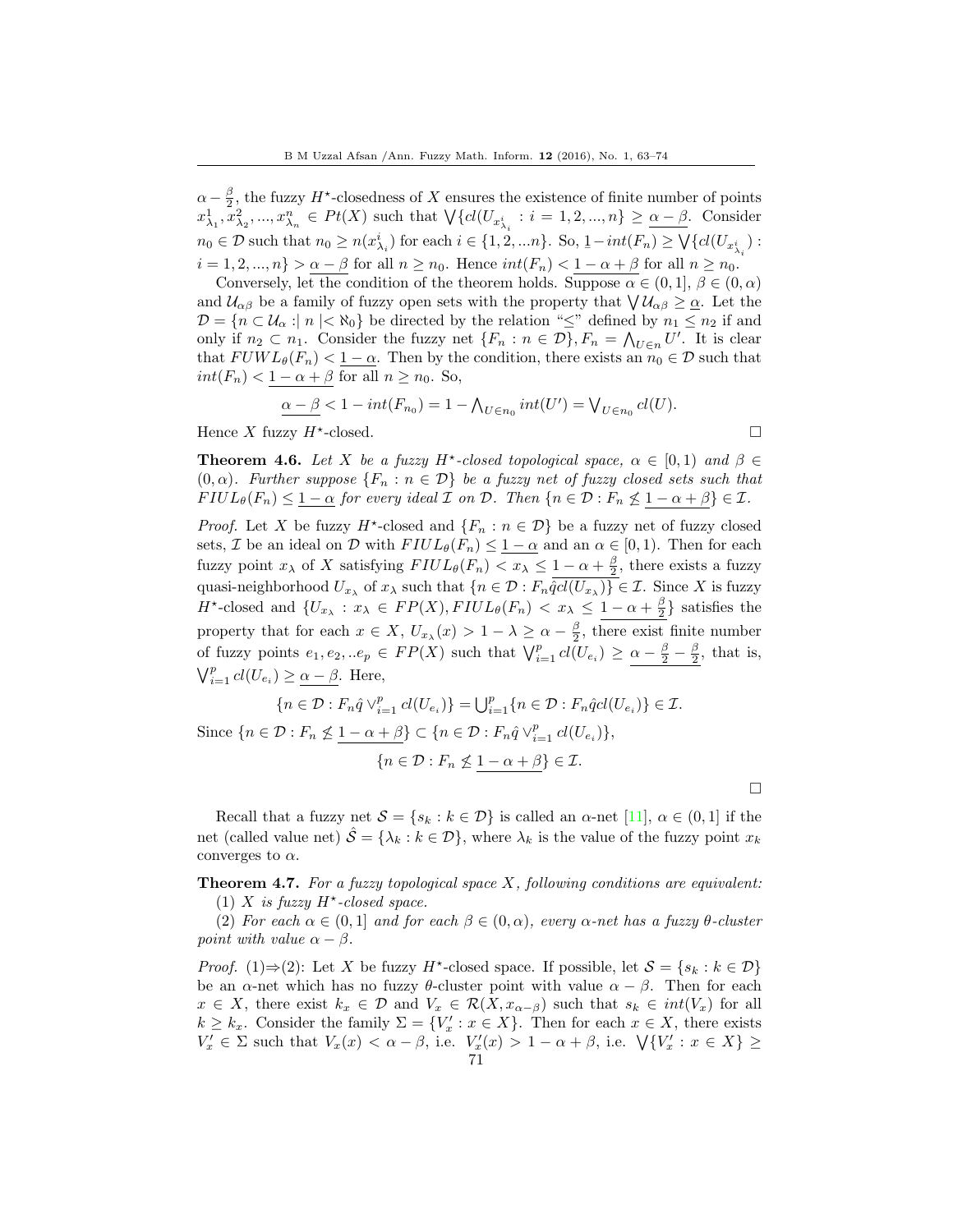$\alpha - \frac{\beta}{2}$, the fuzzy $H^{\star}$-closedness of $X$ ensures the existence of finite number of points $x^1_{\lambda_1}, x^2_{\lambda_2}, ..., x^n_{\lambda_n} \in Pt(X)$ such that $\bigvee\{cl(U_{x^i_{\lambda_i}} : i = 1, 2, ..., n\} \geq \underline{\alpha - \beta}$. Consider $n_0 \in \mathcal{D}$ such that $n_0 \geq n(x^i_{\lambda_i})$ for each $i \in \{1, 2, ...n\}$. So, $\underline{1} - int(F_n) \geq \bigvee\{cl(U_{x^i_{\lambda_i}}) : i = 1, 2, ..., n\} > \underline{\alpha - \beta}$ for all $n \geq n_0$. Hence $int(F_n) < \underline{1 - \alpha + \beta}$ for all $n \geq n_0$.

Conversely, let the condition of the theorem holds. Suppose $\alpha \in (0, 1]$, $\beta \in (0, \alpha)$ and $\mathcal{U}_{\alpha\beta}$ be a family of fuzzy open sets with the property that $\bigvee \mathcal{U}_{\alpha\beta} \geq \underline{\alpha}$. Let the $\mathcal{D} = \{n \subset \mathcal{U}_\alpha :| n |< \aleph_0\}$ be directed by the relation "$\leq$" defined by $n_1 \leq n_2$ if and only if $n_2 \subset n_1$. Consider the fuzzy net $\{F_n : n \in \mathcal{D}\}, F_n = \bigwedge_{U \in n} U'$. It is clear that $FUWL_\theta(F_n) < \underline{1 - \alpha}$. Then by the condition, there exists an $n_0 \in \mathcal{D}$ such that $int(F_n) < \underline{1 - \alpha + \beta}$ for all $n \geq n_0$. So,

$$\underline{\alpha - \beta} < 1 - int(F_{n_0}) = 1 - \bigwedge\nolimits_{U \in n_0} int(U') = \bigvee\nolimits_{U \in n_0} cl(U).$$

Hence $X$ fuzzy $H^{\star}$-closed. □

**Theorem 4.6.** *Let $X$ be a fuzzy $H^{\star}$-closed topological space, $\alpha \in [0, 1)$ and $\beta \in (0, \alpha)$. Further suppose $\{F_n : n \in \mathcal{D}\}$ be a fuzzy net of fuzzy closed sets such that $FIUL_\theta(F_n) \leq \underline{1 - \alpha}$ for every ideal $\mathcal{I}$ on $\mathcal{D}$. Then $\{n \in \mathcal{D} : F_n \not\leq \underline{1 - \alpha + \beta}\} \in \mathcal{I}$.*

*Proof.* Let $X$ be fuzzy $H^{\star}$-closed and $\{F_n : n \in \mathcal{D}\}$ be a fuzzy net of fuzzy closed sets, $\mathcal{I}$ be an ideal on $\mathcal{D}$ with $FIUL_\theta(F_n) \leq \underline{1 - \alpha}$ and an $\alpha \in [0, 1)$. Then for each fuzzy point $x_\lambda$ of $X$ satisfying $FIUL_\theta(F_n) < x_\lambda \leq 1 - \alpha + \frac{\beta}{2}$, there exists a fuzzy quasi-neighborhood $U_{x_\lambda}$ of $x_\lambda$ such that $\{n \in \mathcal{D} : F_n \hat{q} cl(U_{x_\lambda})\} \in \mathcal{I}$. Since $X$ is fuzzy $H^{\star}$-closed and $\{U_{x_\lambda} : x_\lambda \in FP(X), FIUL_\theta(F_n) < x_\lambda \leq \underline{1 - \alpha + \frac{\beta}{2}}\}$ satisfies the property that for each $x \in X$, $U_{x_\lambda}(x) > 1 - \lambda \geq \alpha - \frac{\beta}{2}$, there exist finite number of fuzzy points $e_1, e_2, ..e_p \in FP(X)$ such that $\bigvee_{i=1}^p cl(U_{e_i}) \geq \underline{\alpha - \frac{\beta}{2} - \frac{\beta}{2}}$, that is, $\bigvee_{i=1}^p cl(U_{e_i}) \geq \underline{\alpha - \beta}$. Here,

$$\{n \in \mathcal{D} : F_n \hat{q} \vee_{i=1}^p cl(U_{e_i})\} = \bigcup\nolimits_{i=1}^p \{n \in \mathcal{D} : F_n \hat{q} cl(U_{e_i})\} \in \mathcal{I}.$$

Since $\{n \in \mathcal{D} : F_n \not\leq \underline{1 - \alpha + \beta}\} \subset \{n \in \mathcal{D} : F_n \hat{q} \vee_{i=1}^p cl(U_{e_i})\}$,

$$\{n \in \mathcal{D} : F_n \not\leq \underline{1 - \alpha + \beta}\} \in \mathcal{I}.$$

□

Recall that a fuzzy net $\mathcal{S} = \{s_k : k \in \mathcal{D}\}$ is called an $\alpha$-net [11], $\alpha \in (0, 1]$ if the net (called value net) $\hat{\mathcal{S}} = \{\lambda_k : k \in \mathcal{D}\}$, where $\lambda_k$ is the value of the fuzzy point $x_k$ converges to $\alpha$.

**Theorem 4.7.** *For a fuzzy topological space $X$, following conditions are equivalent:*

(1) *$X$ is fuzzy $H^{\star}$-closed space.*

(2) *For each $\alpha \in (0, 1]$ and for each $\beta \in (0, \alpha)$, every $\alpha$-net has a fuzzy $\theta$-cluster point with value $\alpha - \beta$.*

*Proof.* (1)⇒(2): Let $X$ be fuzzy $H^{\star}$-closed space. If possible, let $\mathcal{S} = \{s_k : k \in \mathcal{D}\}$ be an $\alpha$-net which has no fuzzy $\theta$-cluster point with value $\alpha - \beta$. Then for each $x \in X$, there exist $k_x \in \mathcal{D}$ and $V_x \in \mathcal{R}(X, x_{\alpha-\beta})$ such that $s_k \in int(V_x)$ for all $k \geq k_x$. Consider the family $\Sigma = \{V'_x : x \in X\}$. Then for each $x \in X$, there exists $V'_x \in \Sigma$ such that $V_x(x) < \alpha - \beta$, i.e. $V'_x(x) > 1 - \alpha + \beta$, i.e. $\bigvee\{V'_x : x \in X\} \geq$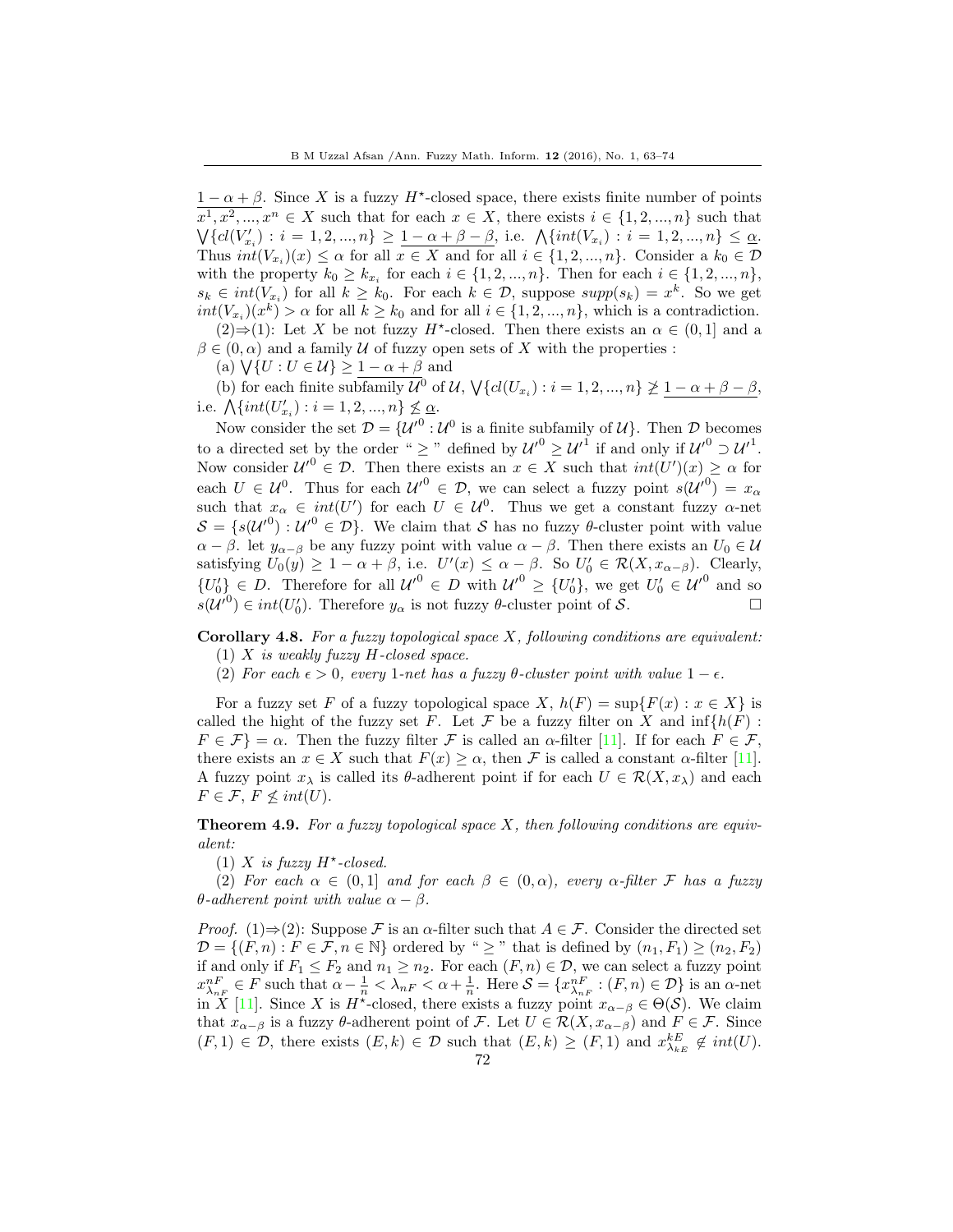$\underline{1-\alpha+\beta}$. Since $X$ is a fuzzy $H^\star$-closed space, there exists finite number of points $x^1, x^2, ..., x^n \in X$ such that for each $x \in X$, there exists $i \in \{1, 2, ..., n\}$ such that $\bigvee\{cl(V'_{x_i}) : i = 1, 2, ..., n\} \geq \underline{1-\alpha+\beta-\beta}$, i.e. $\bigwedge\{int(V_{x_i}) : i = 1, 2, ..., n\} \leq \underline{\alpha}$. Thus $int(V_{x_i})(x) \leq \alpha$ for all $x \in X$ and for all $i \in \{1, 2, ..., n\}$. Consider a $k_0 \in \mathcal{D}$ with the property $k_0 \geq k_{x_i}$ for each $i \in \{1, 2, ..., n\}$. Then for each $i \in \{1, 2, ..., n\}$, $s_k \in int(V_{x_i})$ for all $k \geq k_0$. For each $k \in \mathcal{D}$, suppose $supp(s_k) = x^k$. So we get $int(V_{x_i})(x^k) > \alpha$ for all $k \geq k_0$ and for all $i \in \{1, 2, ..., n\}$, which is a contradiction.

(2)⇒(1): Let $X$ be not fuzzy $H^\star$-closed. Then there exists an $\alpha \in (0, 1]$ and a $\beta \in (0, \alpha)$ and a family $\mathcal{U}$ of fuzzy open sets of $X$ with the properties :

(a) $\bigvee\{U : U \in \mathcal{U}\} \geq \underline{1-\alpha+\beta}$ and

(b) for each finite subfamily $\mathcal{U}^0$ of $\mathcal{U}$, $\bigvee\{cl(U_{x_i}) : i = 1, 2, ..., n\} \ngeq \underline{1-\alpha+\beta-\beta}$, i.e. $\bigwedge\{int(U'_{x_i}) : i = 1, 2, ..., n\} \nleq \underline{\alpha}$.

Now consider the set $\mathcal{D} = \{\mathcal{U'}^0 : \mathcal{U}^0$ is a finite subfamily of $\mathcal{U}\}$. Then $\mathcal{D}$ becomes to a directed set by the order " $\geq$ " defined by $\mathcal{U'}^0 \geq \mathcal{U'}^1$ if and only if $\mathcal{U'}^0 \supset \mathcal{U'}^1$. Now consider $\mathcal{U'}^0 \in \mathcal{D}$. Then there exists an $x \in X$ such that $int(U')(x) \geq \alpha$ for each $U \in \mathcal{U}^0$. Thus for each $\mathcal{U'}^0 \in \mathcal{D}$, we can select a fuzzy point $s(\mathcal{U'}^0) = x_\alpha$ such that $x_\alpha \in int(U')$ for each $U \in \mathcal{U}^0$. Thus we get a constant fuzzy $\alpha$-net $\mathcal{S} = \{s(\mathcal{U'}^0) : \mathcal{U'}^0 \in \mathcal{D}\}$. We claim that $\mathcal{S}$ has no fuzzy $\theta$-cluster point with value $\alpha - \beta$. let $y_{\alpha-\beta}$ be any fuzzy point with value $\alpha - \beta$. Then there exists an $U_0 \in \mathcal{U}$ satisfying $U_0(y) \geq 1 - \alpha + \beta$, i.e. $U'(x) \leq \alpha - \beta$. So $U'_0 \in \mathcal{R}(X, x_{\alpha-\beta})$. Clearly, $\{U'_0\} \in D$. Therefore for all $\mathcal{U'}^0 \in D$ with $\mathcal{U'}^0 \geq \{U'_0\}$, we get $U'_0 \in \mathcal{U'}^0$ and so $s(\mathcal{U'}^0) \in int(U'_0)$. Therefore $y_\alpha$ is not fuzzy $\theta$-cluster point of $\mathcal{S}$. □

**Corollary 4.8.** *For a fuzzy topological space $X$, following conditions are equivalent:*

(1) *$X$ is weakly fuzzy $H$-closed space.*

(2) *For each $\epsilon > 0$, every 1-net has a fuzzy $\theta$-cluster point with value $1 - \epsilon$.*

For a fuzzy set $F$ of a fuzzy topological space $X$, $h(F) = \sup\{F(x) : x \in X\}$ is called the hight of the fuzzy set $F$. Let $\mathcal{F}$ be a fuzzy filter on $X$ and $\inf\{h(F) : F \in \mathcal{F}\} = \alpha$. Then the fuzzy filter $\mathcal{F}$ is called an $\alpha$-filter [11]. If for each $F \in \mathcal{F}$, there exists an $x \in X$ such that $F(x) \geq \alpha$, then $\mathcal{F}$ is called a constant $\alpha$-filter [11]. A fuzzy point $x_\lambda$ is called its $\theta$-adherent point if for each $U \in \mathcal{R}(X, x_\lambda)$ and each $F \in \mathcal{F}$, $F \nleq int(U)$.

**Theorem 4.9.** *For a fuzzy topological space $X$, then following conditions are equivalent:*

(1) *$X$ is fuzzy $H^\star$-closed.*

(2) *For each $\alpha \in (0, 1]$ and for each $\beta \in (0, \alpha)$, every $\alpha$-filter $\mathcal{F}$ has a fuzzy $\theta$-adherent point with value $\alpha - \beta$.*

*Proof.* (1)⇒(2): Suppose $\mathcal{F}$ is an $\alpha$-filter such that $A \in \mathcal{F}$. Consider the directed set $\mathcal{D} = \{(F, n) : F \in \mathcal{F}, n \in \mathbb{N}\}$ ordered by " $\geq$ " that is defined by $(n_1, F_1) \geq (n_2, F_2)$ if and only if $F_1 \leq F_2$ and $n_1 \geq n_2$. For each $(F, n) \in \mathcal{D}$, we can select a fuzzy point $x^{nF}_{\lambda_{nF}} \in F$ such that $\alpha - \frac{1}{n} < \lambda_{nF} < \alpha + \frac{1}{n}$. Here $\mathcal{S} = \{x^{nF}_{\lambda_{nF}} : (F, n) \in \mathcal{D}\}$ is an $\alpha$-net in $X$ [11]. Since $X$ is $H^\star$-closed, there exists a fuzzy point $x_{\alpha-\beta} \in \Theta(\mathcal{S})$. We claim that $x_{\alpha-\beta}$ is a fuzzy $\theta$-adherent point of $\mathcal{F}$. Let $U \in \mathcal{R}(X, x_{\alpha-\beta})$ and $F \in \mathcal{F}$. Since $(F, 1) \in \mathcal{D}$, there exists $(E, k) \in \mathcal{D}$ such that $(E, k) \geq (F, 1)$ and $x^{kE}_{\lambda_{kE}} \notin int(U)$.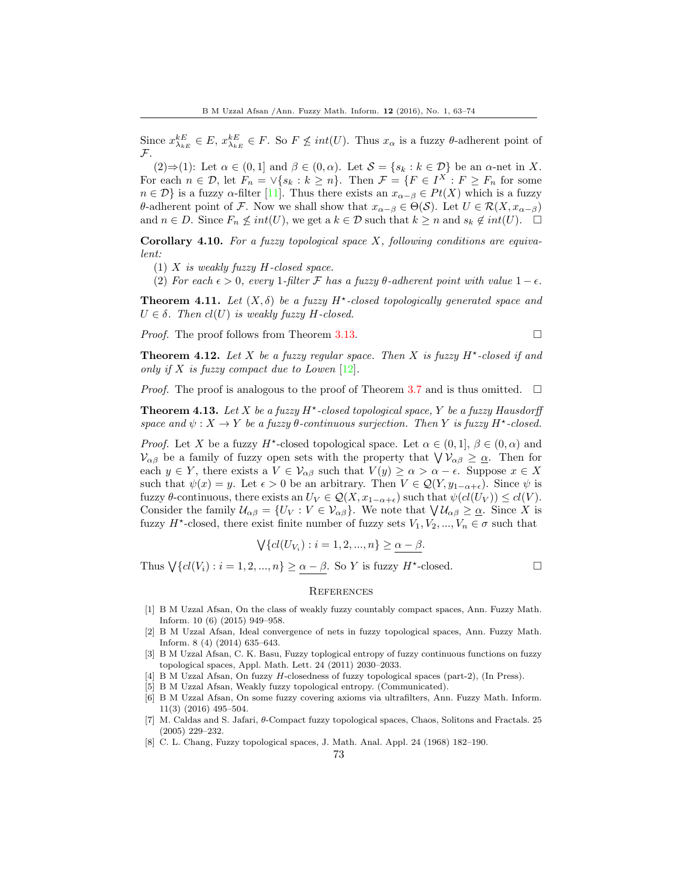Since $x^{kE}_{\lambda_{kE}} \in E$, $x^{kE}_{\lambda_{kE}} \in F$. So $F \not\leq int(U)$. Thus $x_\alpha$ is a fuzzy $\theta$-adherent point of $\mathcal{F}$.

(2)⇒(1): Let $\alpha \in (0,1]$ and $\beta \in (0,\alpha)$. Let $\mathcal{S} = \{s_k : k \in \mathcal{D}\}$ be an $\alpha$-net in $X$. For each $n \in \mathcal{D}$, let $F_n = \vee\{s_k : k \geq n\}$. Then $\mathcal{F} = \{F \in I^X : F \geq F_n$ for some $n \in \mathcal{D}\}$ is a fuzzy $\alpha$-filter [11]. Thus there exists an $x_{\alpha-\beta} \in Pt(X)$ which is a fuzzy $\theta$-adherent point of $\mathcal{F}$. Now we shall show that $x_{\alpha-\beta} \in \Theta(\mathcal{S})$. Let $U \in \mathcal{R}(X, x_{\alpha-\beta})$ and $n \in D$. Since $F_n \not\leq int(U)$, we get a $k \in \mathcal{D}$ such that $k \geq n$ and $s_k \notin int(U)$. □

**Corollary 4.10.** *For a fuzzy topological space $X$, following conditions are equivalent:*

(1) *$X$ is weakly fuzzy $H$-closed space.*

(2) *For each $\epsilon > 0$, every 1-filter $\mathcal{F}$ has a fuzzy $\theta$-adherent point with value $1-\epsilon$.*

**Theorem 4.11.** *Let $(X, \delta)$ be a fuzzy $H^\star$-closed topologically generated space and $U \in \delta$. Then $cl(U)$ is weakly fuzzy $H$-closed.*

*Proof.* The proof follows from Theorem 3.13. □

**Theorem 4.12.** *Let $X$ be a fuzzy regular space. Then $X$ is fuzzy $H^\star$-closed if and only if $X$ is fuzzy compact due to Lowen [12].*

*Proof.* The proof is analogous to the proof of Theorem 3.7 and is thus omitted. □

**Theorem 4.13.** *Let $X$ be a fuzzy $H^\star$-closed topological space, $Y$ be a fuzzy Hausdorff space and $\psi : X \to Y$ be a fuzzy $\theta$-continuous surjection. Then $Y$ is fuzzy $H^\star$-closed.*

*Proof.* Let $X$ be a fuzzy $H^\star$-closed topological space. Let $\alpha \in (0,1]$, $\beta \in (0,\alpha)$ and $\mathcal{V}_{\alpha\beta}$ be a family of fuzzy open sets with the property that $\bigvee \mathcal{V}_{\alpha\beta} \geq \underline{\alpha}$. Then for each $y \in Y$, there exists a $V \in \mathcal{V}_{\alpha\beta}$ such that $V(y) \geq \alpha > \alpha - \epsilon$. Suppose $x \in X$ such that $\psi(x) = y$. Let $\epsilon > 0$ be an arbitrary. Then $V \in \mathcal{Q}(Y, y_{1-\alpha+\epsilon})$. Since $\psi$ is fuzzy $\theta$-continuous, there exists an $U_V \in \mathcal{Q}(X, x_{1-\alpha+\epsilon})$ such that $\psi(cl(U_V)) \leq cl(V)$. Consider the family $\mathcal{U}_{\alpha\beta} = \{U_V : V \in \mathcal{V}_{\alpha\beta}\}$. We note that $\bigvee \mathcal{U}_{\alpha\beta} \geq \underline{\alpha}$. Since $X$ is fuzzy $H^\star$-closed, there exist finite number of fuzzy sets $V_1, V_2, ..., V_n \in \sigma$ such that

$$\bigvee\{cl(U_{V_i}) : i = 1,2,...,n\} \geq \underline{\alpha - \beta}.$$

Thus $\bigvee\{cl(V_i) : i = 1,2,...,n\} \geq \underline{\alpha - \beta}$. So $Y$ is fuzzy $H^\star$-closed. □

## References

[1] B M Uzzal Afsan, On the class of weakly fuzzy countably compact spaces, Ann. Fuzzy Math. Inform. 10 (6) (2015) 949–958.

[2] B M Uzzal Afsan, Ideal convergence of nets in fuzzy topological spaces, Ann. Fuzzy Math. Inform. 8 (4) (2014) 635–643.

[3] B M Uzzal Afsan, C. K. Basu, Fuzzy toplogical entropy of fuzzy continuous functions on fuzzy topological spaces, Appl. Math. Lett. 24 (2011) 2030–2033.

[4] B M Uzzal Afsan, On fuzzy $H$-closedness of fuzzy topological spaces (part-2), (In Press).

[5] B M Uzzal Afsan, Weakly fuzzy topological entropy. (Communicated).

[6] B M Uzzal Afsan, On some fuzzy covering axioms via ultrafilters, Ann. Fuzzy Math. Inform. 11(3) (2016) 495–504.

[7] M. Caldas and S. Jafari, $\theta$-Compact fuzzy topological spaces, Chaos, Solitons and Fractals. 25 (2005) 229–232.

[8] C. L. Chang, Fuzzy topological spaces, J. Math. Anal. Appl. 24 (1968) 182–190.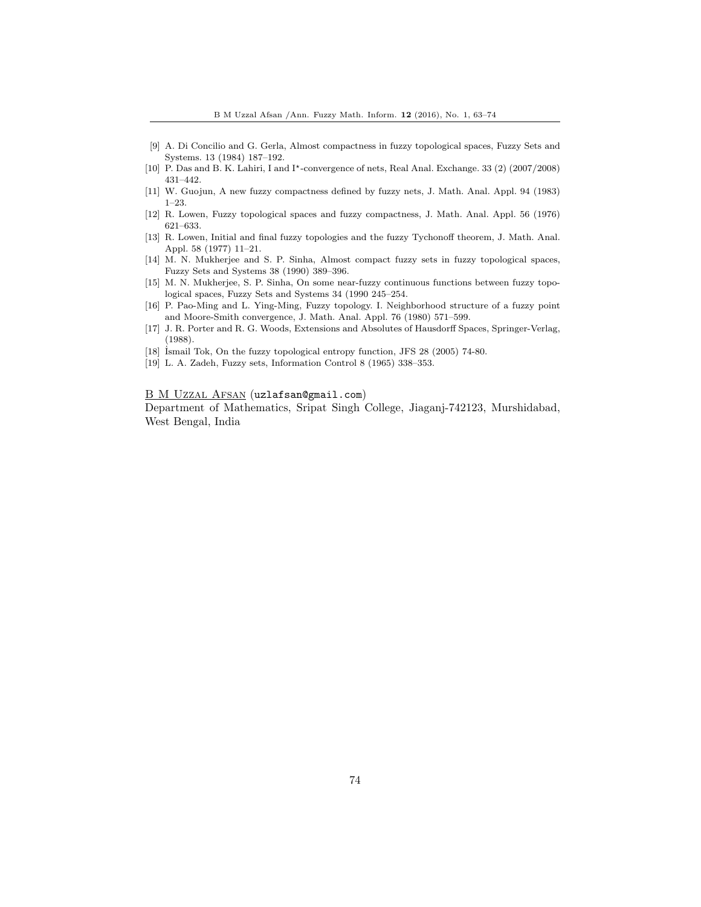[9] A. Di Concilio and G. Gerla, Almost compactness in fuzzy topological spaces, Fuzzy Sets and Systems. 13 (1984) 187–192.

[10] P. Das and B. K. Lahiri, I and I*-convergence of nets, Real Anal. Exchange. 33 (2) (2007/2008) 431–442.

[11] W. Guojun, A new fuzzy compactness defined by fuzzy nets, J. Math. Anal. Appl. 94 (1983) 1–23.

[12] R. Lowen, Fuzzy topological spaces and fuzzy compactness, J. Math. Anal. Appl. 56 (1976) 621–633.

[13] R. Lowen, Initial and final fuzzy topologies and the fuzzy Tychonoff theorem, J. Math. Anal. Appl. 58 (1977) 11–21.

[14] M. N. Mukherjee and S. P. Sinha, Almost compact fuzzy sets in fuzzy topological spaces, Fuzzy Sets and Systems 38 (1990) 389–396.

[15] M. N. Mukherjee, S. P. Sinha, On some near-fuzzy continuous functions between fuzzy topological spaces, Fuzzy Sets and Systems 34 (1990 245–254.

[16] P. Pao-Ming and L. Ying-Ming, Fuzzy topology. I. Neighborhood structure of a fuzzy point and Moore-Smith convergence, J. Math. Anal. Appl. 76 (1980) 571–599.

[17] J. R. Porter and R. G. Woods, Extensions and Absolutes of Hausdorff Spaces, Springer-Verlag, (1988).

[18] İsmail Tok, On the fuzzy topological entropy function, JFS 28 (2005) 74-80.

[19] L. A. Zadeh, Fuzzy sets, Information Control 8 (1965) 338–353.

B M Uzzal Afsan (uzlafsan@gmail.com)

Department of Mathematics, Sripat Singh College, Jiaganj-742123, Murshidabad, West Bengal, India